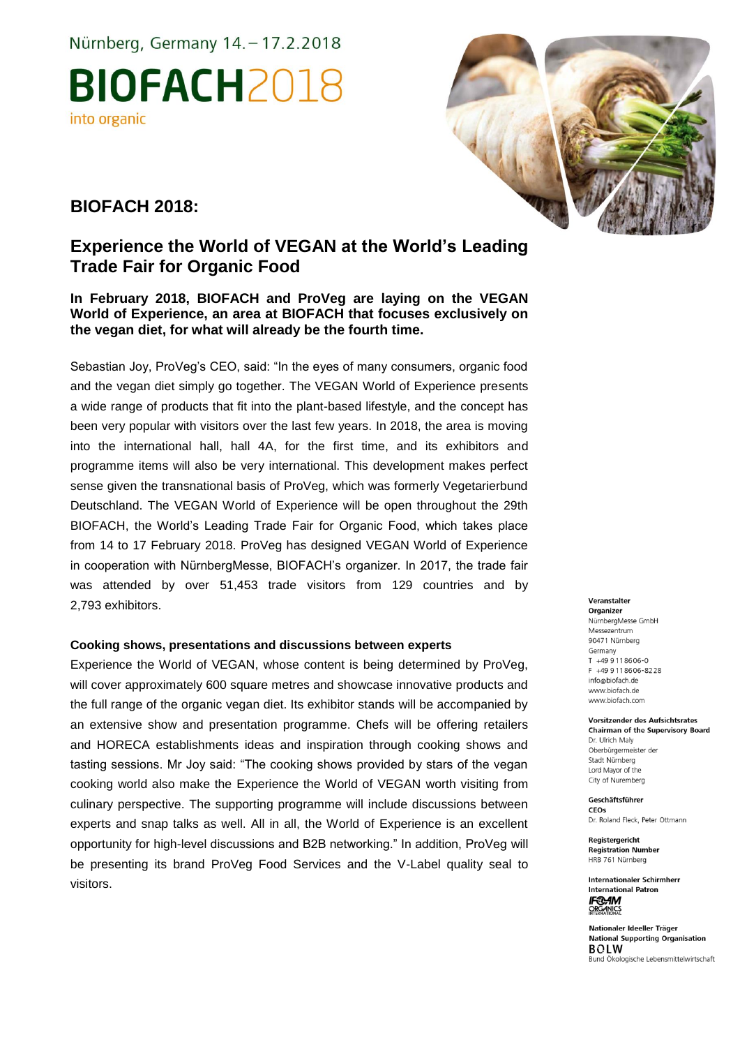Nürnberg, Germany 14. – 17.2.2018

**BIOFACH**2018

into organic

# BIOFACH 2018:

## Experience the World of VEGAN at the World's Leading Trade Fair for Organic Food

**In February 2018, BIOFACH and ProVeg are laying on the VEGAN World of Experience, an area at BIOFACH that focuses exclusively on the vegan diet, for what will already be the fourth time.**

Sebastian Joy, ProVeg's CEO, said: "In the eyes of many consumers, organic food and the vegan diet simply go together. The VEGAN World of Experience presents a wide range of products that fit into the plant-based lifestyle, and the concept has been very popular with visitors over the last few years. In 2018, the area is moving into the international hall, hall 4A, for the first time, and its exhibitors and programme items will also be very international. This development makes perfect sense given the transnational basis of ProVeg, which was formerly Vegetarierbund Deutschland. The VEGAN World of Experience will be open throughout the 29th BIOFACH, the World's Leading Trade Fair for Organic Food, which takes place from 14 to 17 February 2018. ProVeg has designed VEGAN World of Experience in cooperation with NürnbergMesse, BIOFACH's organizer. In 2017, the trade fair was attended by over 51,453 trade visitors from 129 countries and by 2,793 exhibitors.

### Cooking shows, presentations and discussions between experts

Experience the World of VEGAN, whose content is being determined by ProVeg, will cover approximately 600 square metres and showcase innovative products and the full range of the organic vegan diet. Its exhibitor stands will be accompanied by an extensive show and presentation programme. Chefs will be offering retailers and HORECA establishments ideas and inspiration through cooking shows and tasting sessions. Mr Joy said: "The cooking shows provided by stars of the vegan cooking world also make the Experience the World of VEGAN worth visiting from culinary perspective. The supporting programme will include discussions between experts and snap talks as well. All in all, the World of Experience is an excellent opportunity for high-level discussions and B2B networking." In addition, ProVeg will be presenting its brand ProVeg Food Services and the V-Label quality seal to visitors.

**Veranstalter**
**Organizer**
NürnbergMesse GmbH
Messezentrum
90471 Nürnberg
Germany
T +49 9 11 86 06-0
F +49 9 11 86 06-82 28
info@biofach.de
www.biofach.de
www.biofach.com

**Vorsitzender des Aufsichtsrates**
**Chairman of the Supervisory Board**
Dr. Ulrich Maly
Oberbürgermeister der
Stadt Nürnberg
Lord Mayor of the
City of Nuremberg

**Geschäftsführer**
**CEOs**
Dr. Roland Fleck, Peter Ottmann

**Registergericht**
**Registration Number**
HRB 761 Nürnberg

**Internationaler Schirmherr**
**International Patron**
IFOAM ORGANICS INTERNATIONAL

**Nationaler Ideeller Träger**
**National Supporting Organisation**
BÖLW
Bund Ökologische Lebensmittelwirtschaft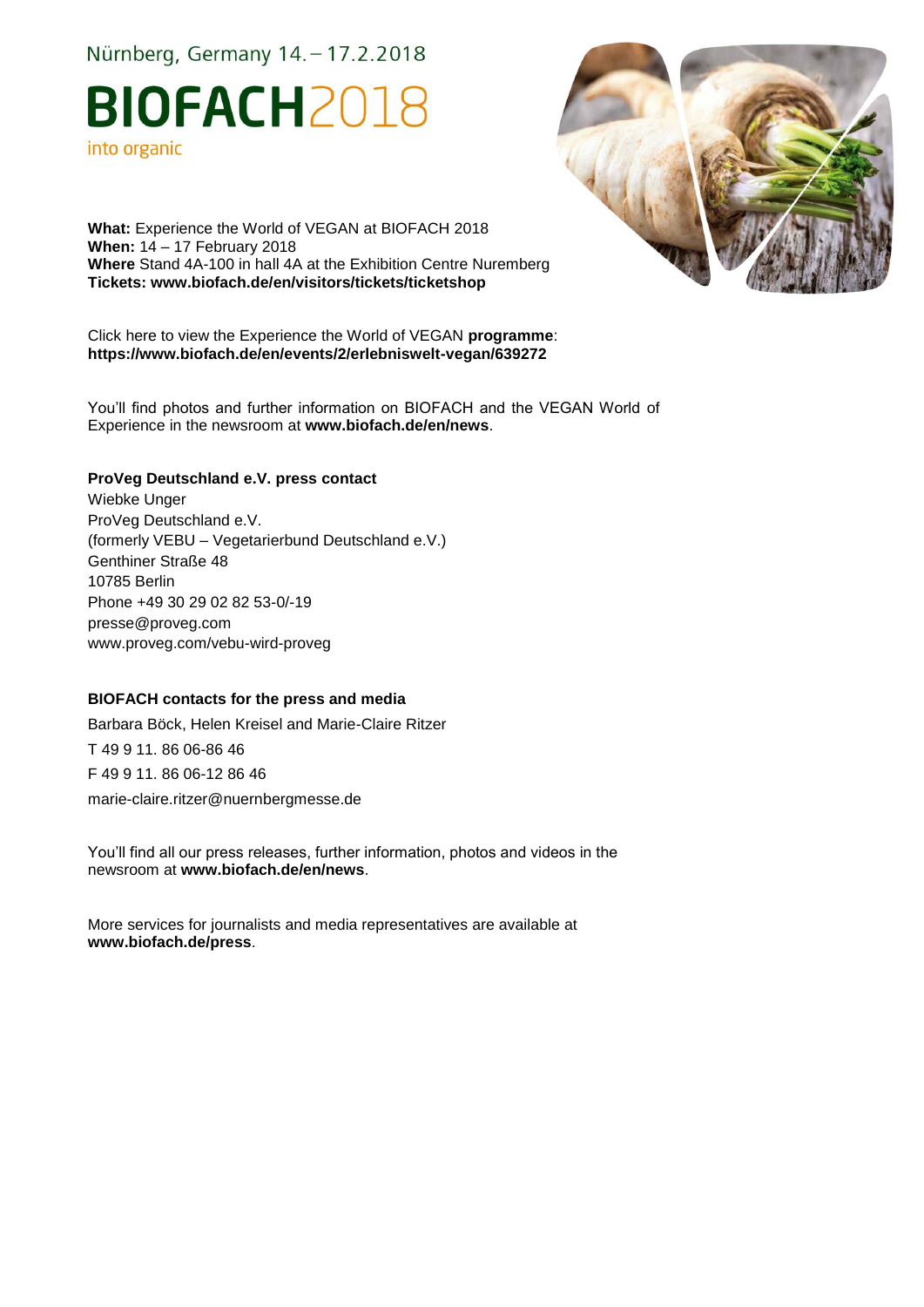Nürnberg, Germany 14. – 17.2.2018

# BIOFACH2018

into organic

**What:** Experience the World of VEGAN at BIOFACH 2018
**When:** 14 – 17 February 2018
**Where** Stand 4A-100 in hall 4A at the Exhibition Centre Nuremberg
**Tickets: www.biofach.de/en/visitors/tickets/ticketshop**

Click here to view the Experience the World of VEGAN **programme**:
**https://www.biofach.de/en/events/2/erlebniswelt-vegan/639272**

You'll find photos and further information on BIOFACH and the VEGAN World of Experience in the newsroom at **www.biofach.de/en/news**.

**ProVeg Deutschland e.V. press contact**
Wiebke Unger
ProVeg Deutschland e.V.
(formerly VEBU – Vegetarierbund Deutschland e.V.)
Genthiner Straße 48
10785 Berlin
Phone +49 30 29 02 82 53-0/-19
presse@proveg.com
www.proveg.com/vebu-wird-proveg

**BIOFACH contacts for the press and media**
Barbara Böck, Helen Kreisel and Marie-Claire Ritzer
T 49 9 11. 86 06-86 46
F 49 9 11. 86 06-12 86 46
marie-claire.ritzer@nuernbergmesse.de

You'll find all our press releases, further information, photos and videos in the newsroom at **www.biofach.de/en/news**.

More services for journalists and media representatives are available at **www.biofach.de/press**.